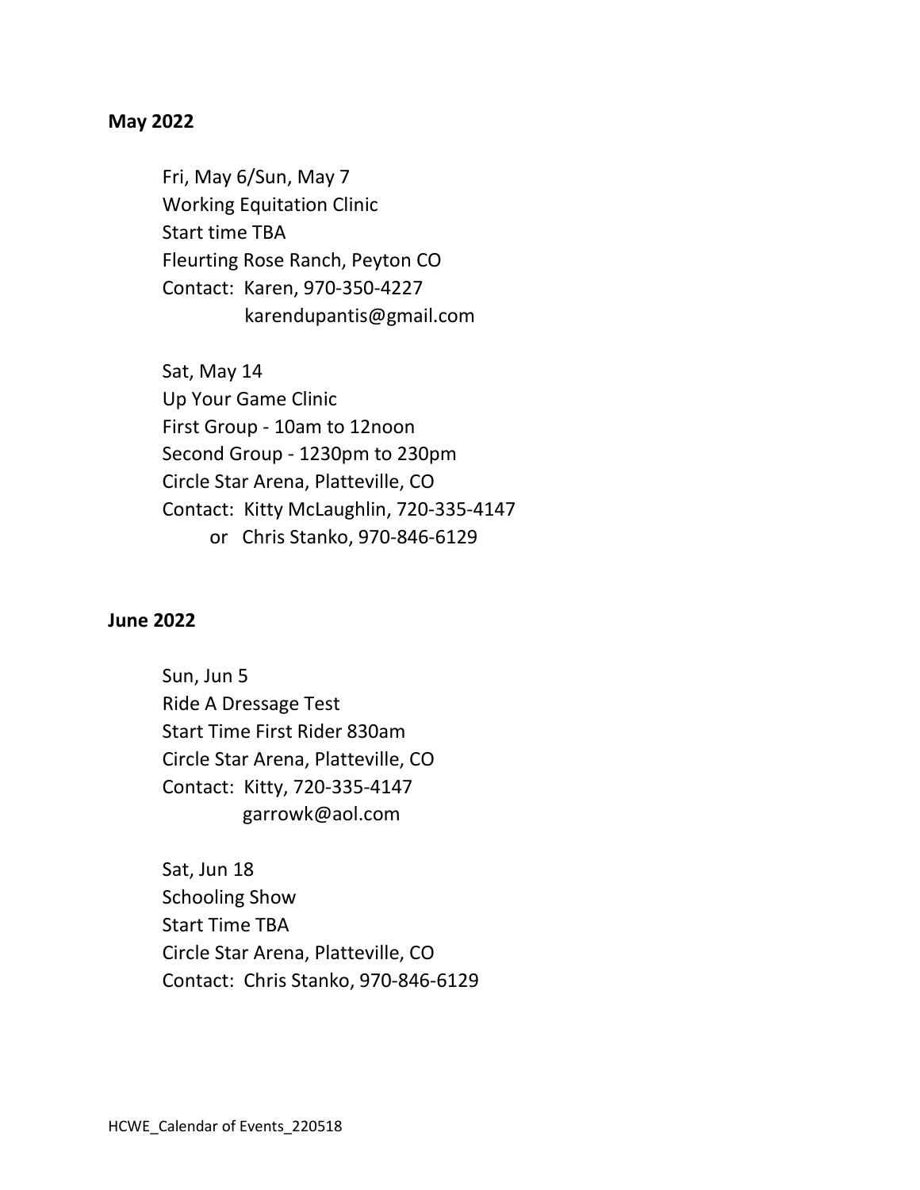**May 2022**

Fri, May 6/Sun, May 7
Working Equitation Clinic
Start time TBA
Fleurting Rose Ranch, Peyton CO
Contact: Karen, 970-350-4227
karendupantis@gmail.com

Sat, May 14
Up Your Game Clinic
First Group - 10am to 12noon
Second Group - 1230pm to 230pm
Circle Star Arena, Platteville, CO
Contact: Kitty McLaughlin, 720-335-4147
or Chris Stanko, 970-846-6129

**June 2022**

Sun, Jun 5
Ride A Dressage Test
Start Time First Rider 830am
Circle Star Arena, Platteville, CO
Contact: Kitty, 720-335-4147
garrowk@aol.com

Sat, Jun 18
Schooling Show
Start Time TBA
Circle Star Arena, Platteville, CO
Contact: Chris Stanko, 970-846-6129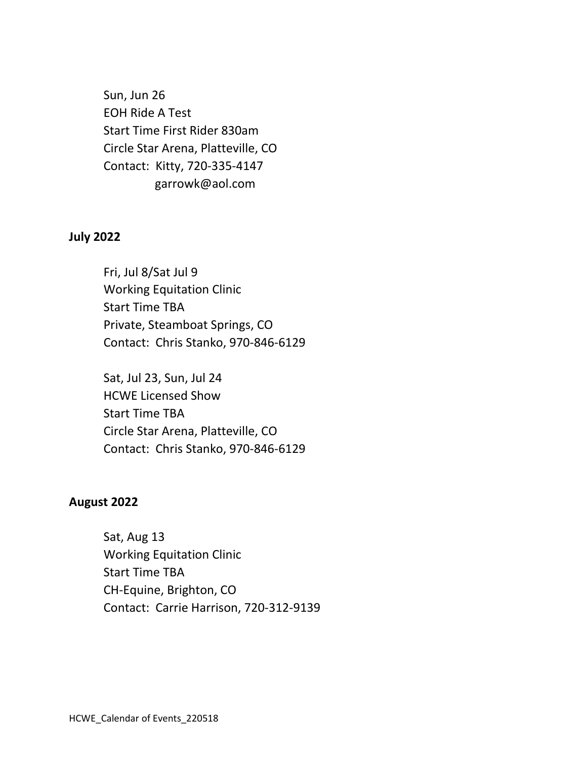Sun, Jun 26
EOH Ride A Test
Start Time First Rider 830am
Circle Star Arena, Platteville, CO
Contact: Kitty, 720-335-4147
garrowk@aol.com

**July 2022**

Fri, Jul 8/Sat Jul 9
Working Equitation Clinic
Start Time TBA
Private, Steamboat Springs, CO
Contact: Chris Stanko, 970-846-6129

Sat, Jul 23, Sun, Jul 24
HCWE Licensed Show
Start Time TBA
Circle Star Arena, Platteville, CO
Contact: Chris Stanko, 970-846-6129

**August 2022**

Sat, Aug 13
Working Equitation Clinic
Start Time TBA
CH-Equine, Brighton, CO
Contact: Carrie Harrison, 720-312-9139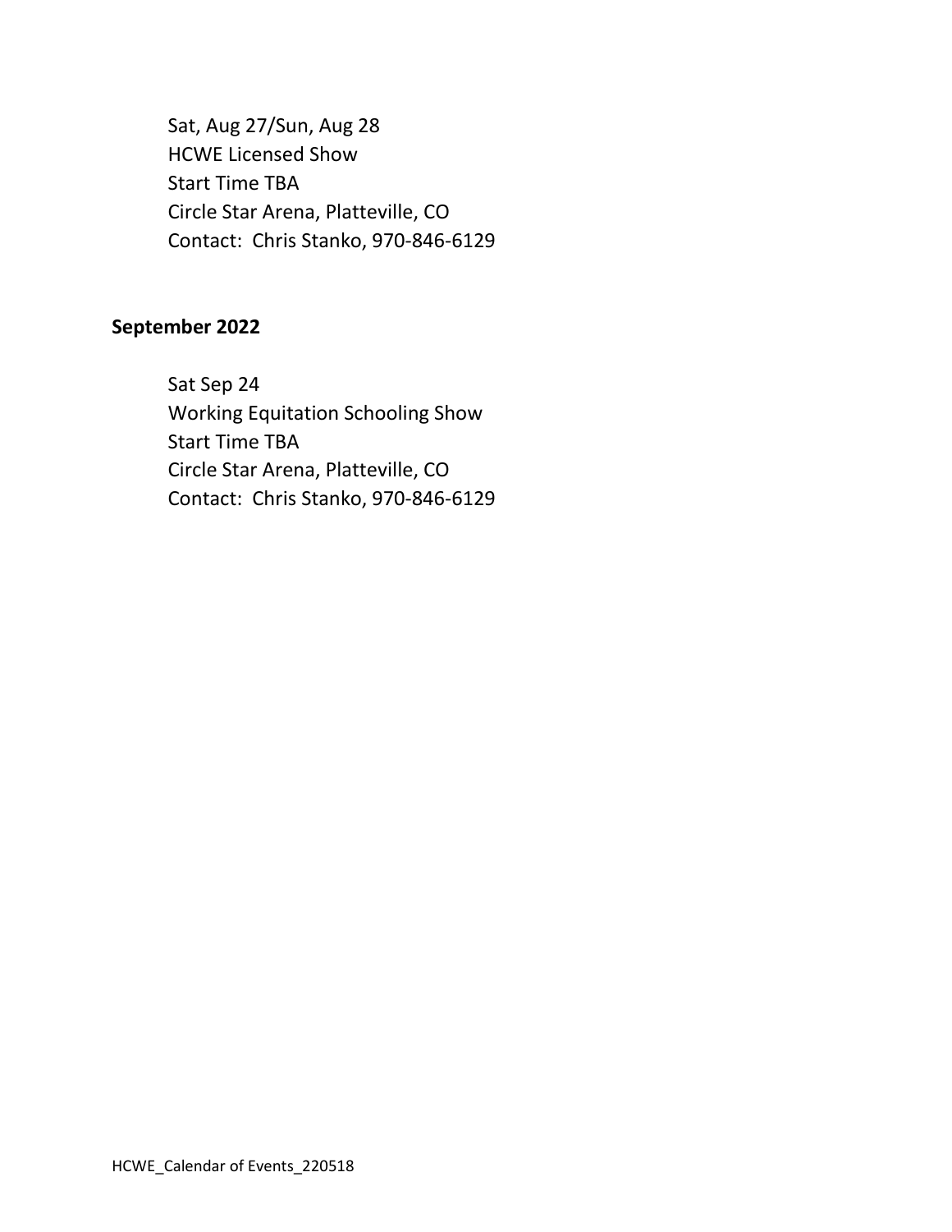Sat, Aug 27/Sun, Aug 28
HCWE Licensed Show
Start Time TBA
Circle Star Arena, Platteville, CO
Contact: Chris Stanko, 970-846-6129

**September 2022**

Sat Sep 24
Working Equitation Schooling Show
Start Time TBA
Circle Star Arena, Platteville, CO
Contact: Chris Stanko, 970-846-6129